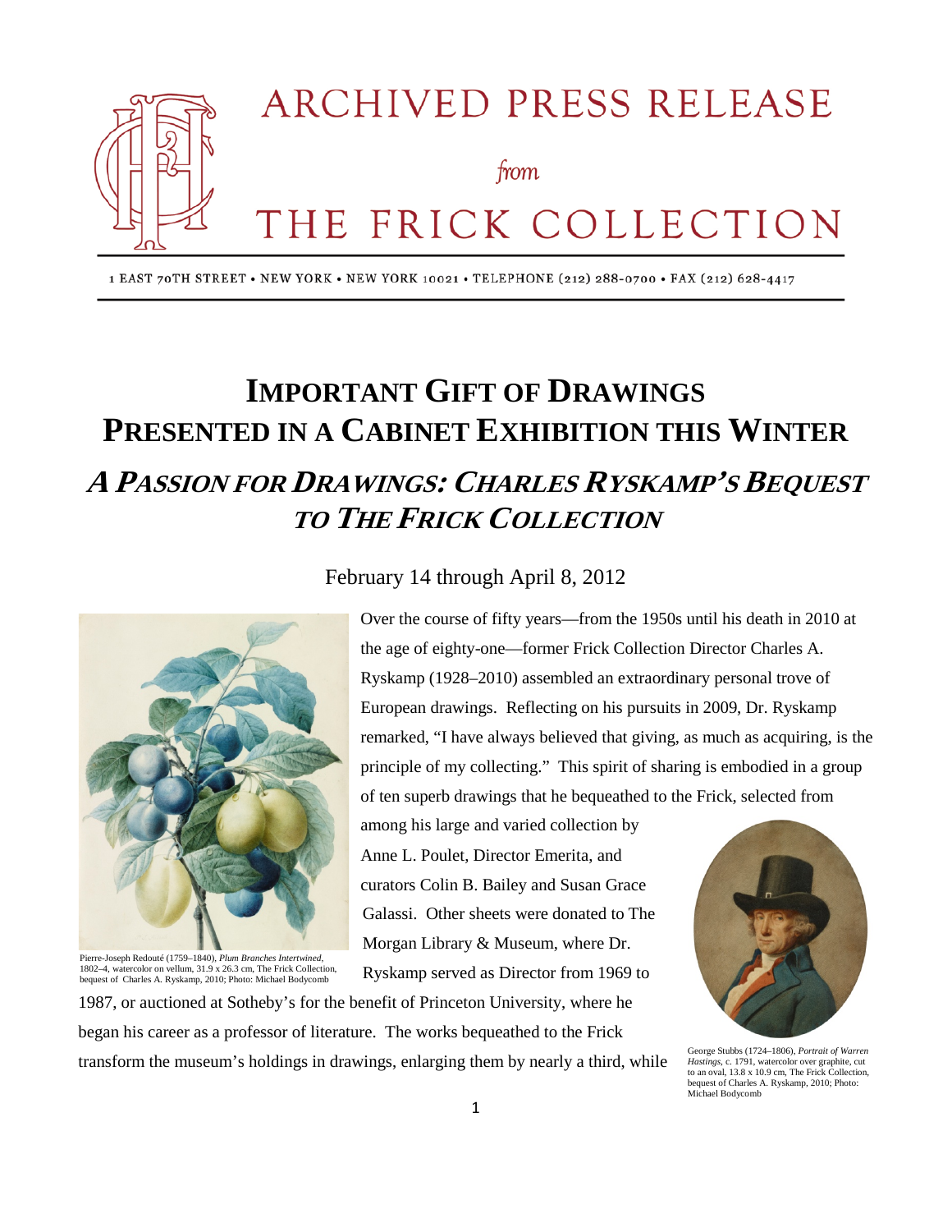# ARCHIVED PRESS RELEASE

*from*

# THE FRICK COLLECTION

1 EAST 70TH STREET • NEW YORK • NEW YORK 10021 • TELEPHONE (212) 288-0700 • FAX (212) 628-4417

## IMPORTANT GIFT OF DRAWINGS PRESENTED IN A CABINET EXHIBITION THIS WINTER

## *A PASSION FOR DRAWINGS: CHARLES RYSKAMP'S BEQUEST TO THE FRICK COLLECTION*

February 14 through April 8, 2012

Over the course of fifty years—from the 1950s until his death in 2010 at the age of eighty-one—former Frick Collection Director Charles A. Ryskamp (1928–2010) assembled an extraordinary personal trove of European drawings. Reflecting on his pursuits in 2009, Dr. Ryskamp remarked, "I have always believed that giving, as much as acquiring, is the principle of my collecting." This spirit of sharing is embodied in a group of ten superb drawings that he bequeathed to the Frick, selected from among his large and varied collection by Anne L. Poulet, Director Emerita, and curators Colin B. Bailey and Susan Grace Galassi. Other sheets were donated to The Morgan Library & Museum, where Dr. Ryskamp served as Director from 1969 to 1987, or auctioned at Sotheby's for the benefit of Princeton University, where he began his career as a professor of literature. The works bequeathed to the Frick transform the museum's holdings in drawings, enlarging them by nearly a third, while

Pierre-Joseph Redouté (1759–1840), *Plum Branches Intertwined*, 1802–4, watercolor on vellum, 31.9 x 26.3 cm, The Frick Collection, bequest of Charles A. Ryskamp, 2010; Photo: Michael Bodycomb

George Stubbs (1724–1806), *Portrait of Warren Hastings*, c. 1791, watercolor over graphite, cut to an oval, 13.8 x 10.9 cm, The Frick Collection, bequest of Charles A. Ryskamp, 2010; Photo: Michael Bodycomb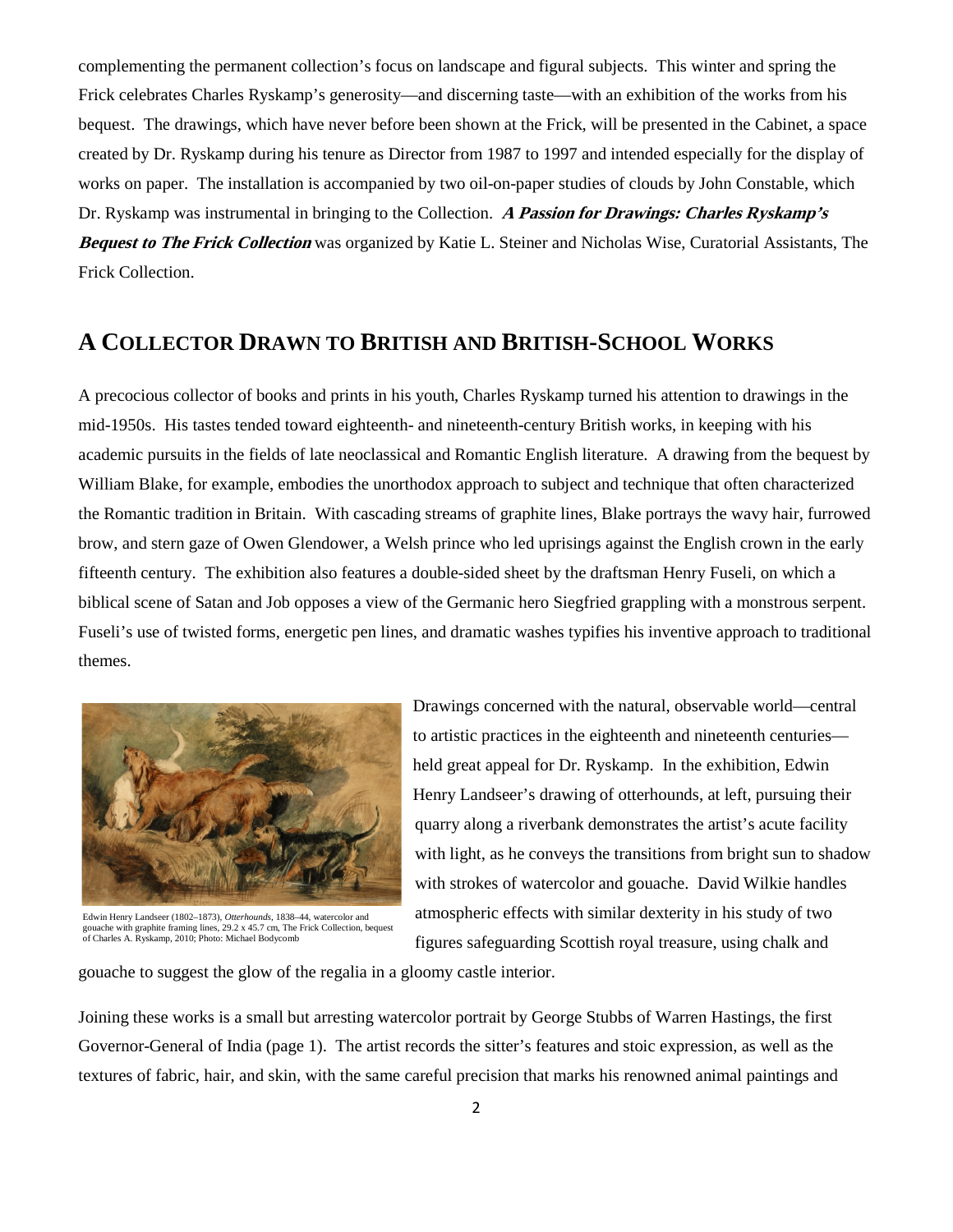complementing the permanent collection's focus on landscape and figural subjects. This winter and spring the Frick celebrates Charles Ryskamp's generosity—and discerning taste—with an exhibition of the works from his bequest. The drawings, which have never before been shown at the Frick, will be presented in the Cabinet, a space created by Dr. Ryskamp during his tenure as Director from 1987 to 1997 and intended especially for the display of works on paper. The installation is accompanied by two oil-on-paper studies of clouds by John Constable, which Dr. Ryskamp was instrumental in bringing to the Collection. ***A Passion for Drawings: Charles Ryskamp's Bequest to The Frick Collection*** was organized by Katie L. Steiner and Nicholas Wise, Curatorial Assistants, The Frick Collection.

## A COLLECTOR DRAWN TO BRITISH AND BRITISH-SCHOOL WORKS

A precocious collector of books and prints in his youth, Charles Ryskamp turned his attention to drawings in the mid-1950s. His tastes tended toward eighteenth- and nineteenth-century British works, in keeping with his academic pursuits in the fields of late neoclassical and Romantic English literature. A drawing from the bequest by William Blake, for example, embodies the unorthodox approach to subject and technique that often characterized the Romantic tradition in Britain. With cascading streams of graphite lines, Blake portrays the wavy hair, furrowed brow, and stern gaze of Owen Glendower, a Welsh prince who led uprisings against the English crown in the early fifteenth century. The exhibition also features a double-sided sheet by the draftsman Henry Fuseli, on which a biblical scene of Satan and Job opposes a view of the Germanic hero Siegfried grappling with a monstrous serpent. Fuseli's use of twisted forms, energetic pen lines, and dramatic washes typifies his inventive approach to traditional themes.

Edwin Henry Landseer (1802–1873), *Otterhounds*, 1838–44, watercolor and gouache with graphite framing lines, 29.2 x 45.7 cm, The Frick Collection, bequest of Charles A. Ryskamp, 2010; Photo: Michael Bodycomb

Drawings concerned with the natural, observable world—central to artistic practices in the eighteenth and nineteenth centuries—held great appeal for Dr. Ryskamp. In the exhibition, Edwin Henry Landseer's drawing of otterhounds, at left, pursuing their quarry along a riverbank demonstrates the artist's acute facility with light, as he conveys the transitions from bright sun to shadow with strokes of watercolor and gouache. David Wilkie handles atmospheric effects with similar dexterity in his study of two figures safeguarding Scottish royal treasure, using chalk and gouache to suggest the glow of the regalia in a gloomy castle interior.

Joining these works is a small but arresting watercolor portrait by George Stubbs of Warren Hastings, the first Governor-General of India (page 1). The artist records the sitter's features and stoic expression, as well as the textures of fabric, hair, and skin, with the same careful precision that marks his renowned animal paintings and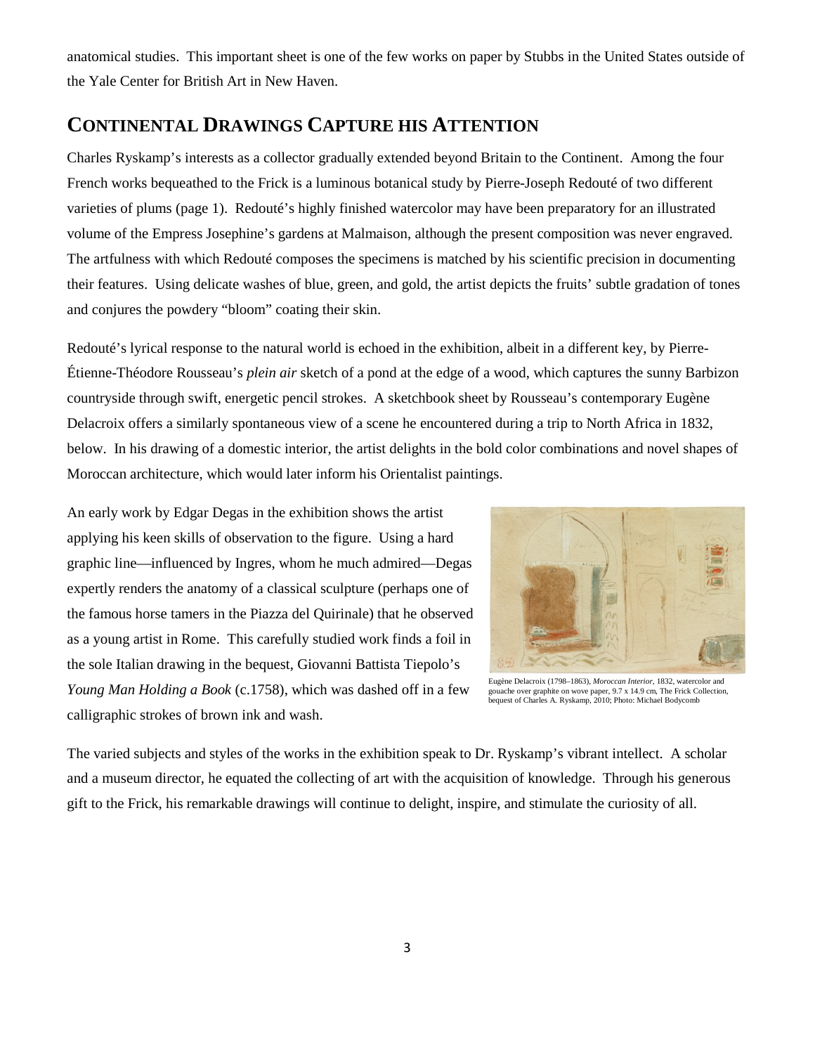anatomical studies. This important sheet is one of the few works on paper by Stubbs in the United States outside of the Yale Center for British Art in New Haven.

## CONTINENTAL DRAWINGS CAPTURE HIS ATTENTION

Charles Ryskamp's interests as a collector gradually extended beyond Britain to the Continent. Among the four French works bequeathed to the Frick is a luminous botanical study by Pierre-Joseph Redouté of two different varieties of plums (page 1). Redouté's highly finished watercolor may have been preparatory for an illustrated volume of the Empress Josephine's gardens at Malmaison, although the present composition was never engraved. The artfulness with which Redouté composes the specimens is matched by his scientific precision in documenting their features. Using delicate washes of blue, green, and gold, the artist depicts the fruits' subtle gradation of tones and conjures the powdery "bloom" coating their skin.

Redouté's lyrical response to the natural world is echoed in the exhibition, albeit in a different key, by Pierre-Étienne-Théodore Rousseau's *plein air* sketch of a pond at the edge of a wood, which captures the sunny Barbizon countryside through swift, energetic pencil strokes. A sketchbook sheet by Rousseau's contemporary Eugène Delacroix offers a similarly spontaneous view of a scene he encountered during a trip to North Africa in 1832, below. In his drawing of a domestic interior, the artist delights in the bold color combinations and novel shapes of Moroccan architecture, which would later inform his Orientalist paintings.

An early work by Edgar Degas in the exhibition shows the artist applying his keen skills of observation to the figure. Using a hard graphic line—influenced by Ingres, whom he much admired—Degas expertly renders the anatomy of a classical sculpture (perhaps one of the famous horse tamers in the Piazza del Quirinale) that he observed as a young artist in Rome. This carefully studied work finds a foil in the sole Italian drawing in the bequest, Giovanni Battista Tiepolo's *Young Man Holding a Book* (c.1758), which was dashed off in a few calligraphic strokes of brown ink and wash.

Eugène Delacroix (1798–1863), *Moroccan Interior*, 1832, watercolor and gouache over graphite on wove paper, 9.7 x 14.9 cm, The Frick Collection, bequest of Charles A. Ryskamp, 2010; Photo: Michael Bodycomb

The varied subjects and styles of the works in the exhibition speak to Dr. Ryskamp's vibrant intellect. A scholar and a museum director, he equated the collecting of art with the acquisition of knowledge. Through his generous gift to the Frick, his remarkable drawings will continue to delight, inspire, and stimulate the curiosity of all.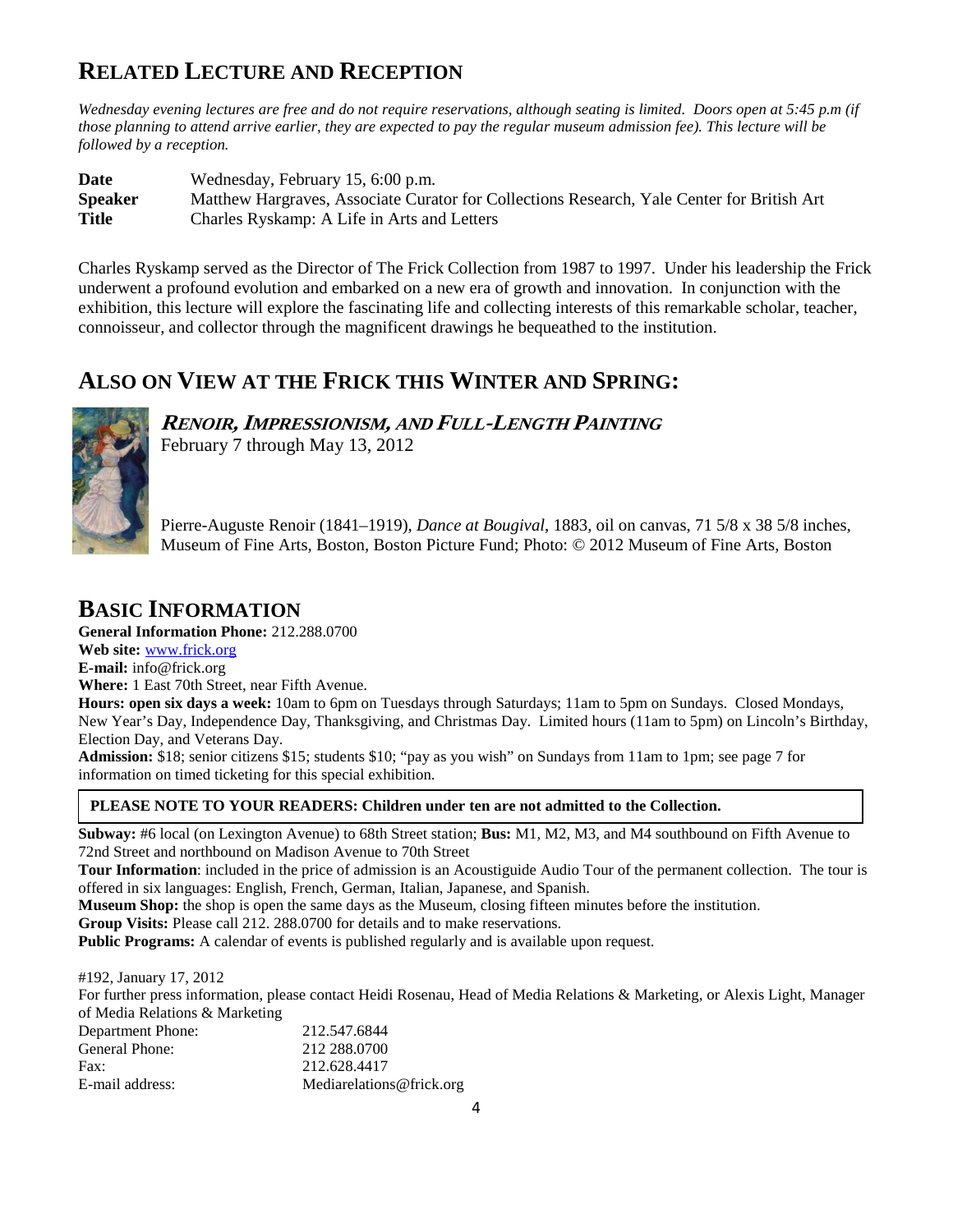## RELATED LECTURE AND RECEPTION

*Wednesday evening lectures are free and do not require reservations, although seating is limited. Doors open at 5:45 p.m (if those planning to attend arrive earlier, they are expected to pay the regular museum admission fee). This lecture will be followed by a reception.*

| | |
|---|---|
| **Date** | Wednesday, February 15, 6:00 p.m. |
| **Speaker** | Matthew Hargraves, Associate Curator for Collections Research, Yale Center for British Art |
| **Title** | Charles Ryskamp: A Life in Arts and Letters |

Charles Ryskamp served as the Director of The Frick Collection from 1987 to 1997. Under his leadership the Frick underwent a profound evolution and embarked on a new era of growth and innovation. In conjunction with the exhibition, this lecture will explore the fascinating life and collecting interests of this remarkable scholar, teacher, connoisseur, and collector through the magnificent drawings he bequeathed to the institution.

## ALSO ON VIEW AT THE FRICK THIS WINTER AND SPRING:

### *RENOIR, IMPRESSIONISM, AND FULL-LENGTH PAINTING*

February 7 through May 13, 2012

Pierre-Auguste Renoir (1841–1919), *Dance at Bougival*, 1883, oil on canvas, 71 5/8 x 38 5/8 inches, Museum of Fine Arts, Boston, Boston Picture Fund; Photo: © 2012 Museum of Fine Arts, Boston

## BASIC INFORMATION

**General Information Phone:** 212.288.0700
**Web site:** www.frick.org
**E-mail:** info@frick.org
**Where:** 1 East 70th Street, near Fifth Avenue.
**Hours: open six days a week:** 10am to 6pm on Tuesdays through Saturdays; 11am to 5pm on Sundays. Closed Mondays, New Year's Day, Independence Day, Thanksgiving, and Christmas Day. Limited hours (11am to 5pm) on Lincoln's Birthday, Election Day, and Veterans Day.
**Admission:** $18; senior citizens $15; students $10; "pay as you wish" on Sundays from 11am to 1pm; see page 7 for information on timed ticketing for this special exhibition.

**PLEASE NOTE TO YOUR READERS: Children under ten are not admitted to the Collection.**

**Subway:** #6 local (on Lexington Avenue) to 68th Street station; **Bus:** M1, M2, M3, and M4 southbound on Fifth Avenue to 72nd Street and northbound on Madison Avenue to 70th Street
**Tour Information**: included in the price of admission is an Acoustiguide Audio Tour of the permanent collection. The tour is offered in six languages: English, French, German, Italian, Japanese, and Spanish.
**Museum Shop:** the shop is open the same days as the Museum, closing fifteen minutes before the institution.
**Group Visits:** Please call 212. 288.0700 for details and to make reservations.
**Public Programs:** A calendar of events is published regularly and is available upon request.

#192, January 17, 2012
For further press information, please contact Heidi Rosenau, Head of Media Relations & Marketing, or Alexis Light, Manager of Media Relations & Marketing

| | |
|---|---|
| Department Phone: | 212.547.6844 |
| General Phone: | 212 288.0700 |
| Fax: | 212.628.4417 |
| E-mail address: | Mediarelations@frick.org |